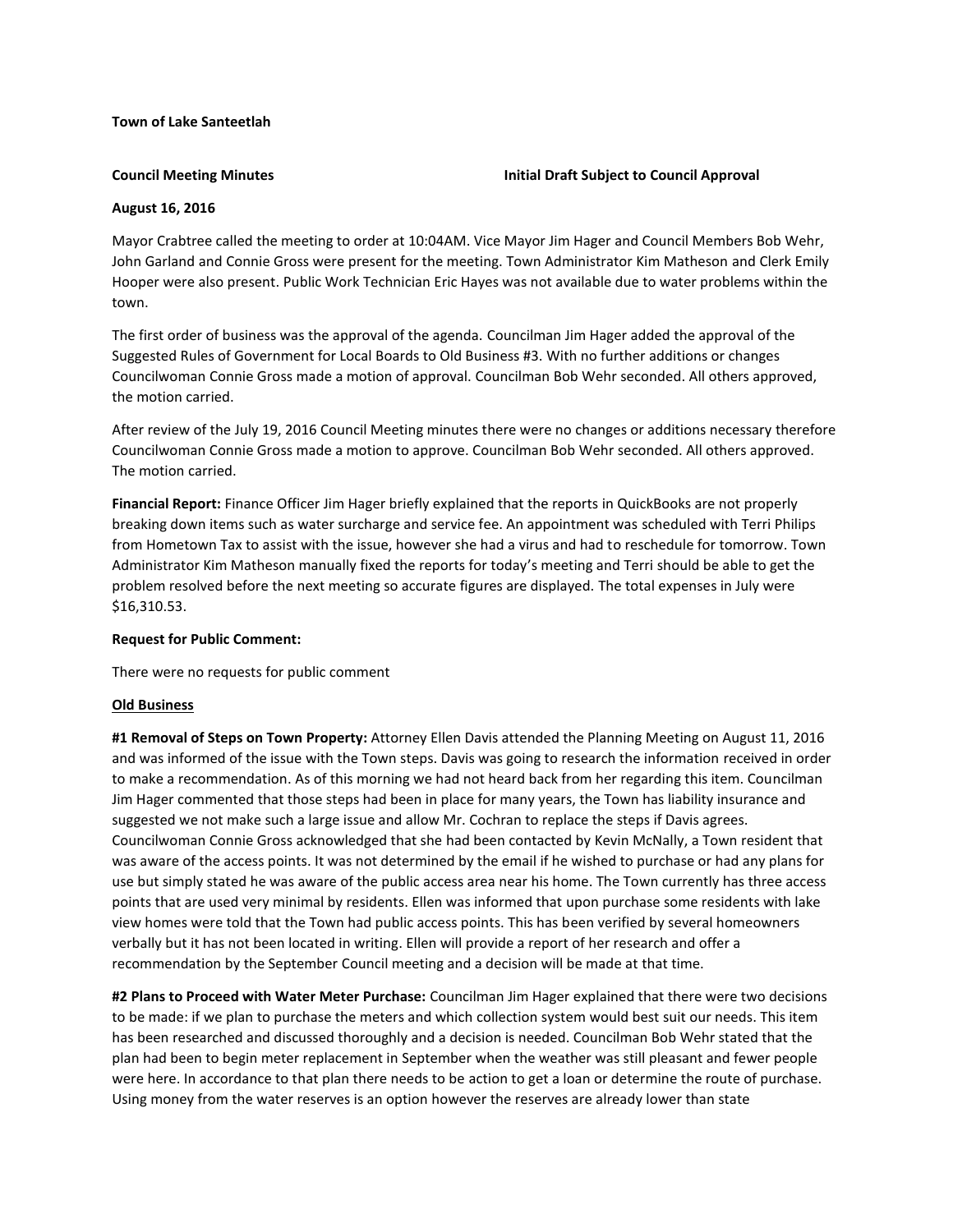**Town of Lake Santeetlah**

**Council Meeting Minutes** **Initial Draft Subject to Council Approval**

**August 16, 2016**

Mayor Crabtree called the meeting to order at 10:04AM. Vice Mayor Jim Hager and Council Members Bob Wehr, John Garland and Connie Gross were present for the meeting. Town Administrator Kim Matheson and Clerk Emily Hooper were also present. Public Work Technician Eric Hayes was not available due to water problems within the town.

The first order of business was the approval of the agenda. Councilman Jim Hager added the approval of the Suggested Rules of Government for Local Boards to Old Business #3. With no further additions or changes Councilwoman Connie Gross made a motion of approval. Councilman Bob Wehr seconded. All others approved, the motion carried.

After review of the July 19, 2016 Council Meeting minutes there were no changes or additions necessary therefore Councilwoman Connie Gross made a motion to approve. Councilman Bob Wehr seconded. All others approved. The motion carried.

**Financial Report:** Finance Officer Jim Hager briefly explained that the reports in QuickBooks are not properly breaking down items such as water surcharge and service fee. An appointment was scheduled with Terri Philips from Hometown Tax to assist with the issue, however she had a virus and had to reschedule for tomorrow. Town Administrator Kim Matheson manually fixed the reports for today's meeting and Terri should be able to get the problem resolved before the next meeting so accurate figures are displayed. The total expenses in July were $16,310.53.

**Request for Public Comment:**

There were no requests for public comment

**Old Business**

**#1 Removal of Steps on Town Property:** Attorney Ellen Davis attended the Planning Meeting on August 11, 2016 and was informed of the issue with the Town steps. Davis was going to research the information received in order to make a recommendation. As of this morning we had not heard back from her regarding this item. Councilman Jim Hager commented that those steps had been in place for many years, the Town has liability insurance and suggested we not make such a large issue and allow Mr. Cochran to replace the steps if Davis agrees. Councilwoman Connie Gross acknowledged that she had been contacted by Kevin McNally, a Town resident that was aware of the access points. It was not determined by the email if he wished to purchase or had any plans for use but simply stated he was aware of the public access area near his home. The Town currently has three access points that are used very minimal by residents. Ellen was informed that upon purchase some residents with lake view homes were told that the Town had public access points. This has been verified by several homeowners verbally but it has not been located in writing. Ellen will provide a report of her research and offer a recommendation by the September Council meeting and a decision will be made at that time.

**#2 Plans to Proceed with Water Meter Purchase:** Councilman Jim Hager explained that there were two decisions to be made: if we plan to purchase the meters and which collection system would best suit our needs. This item has been researched and discussed thoroughly and a decision is needed. Councilman Bob Wehr stated that the plan had been to begin meter replacement in September when the weather was still pleasant and fewer people were here. In accordance to that plan there needs to be action to get a loan or determine the route of purchase. Using money from the water reserves is an option however the reserves are already lower than state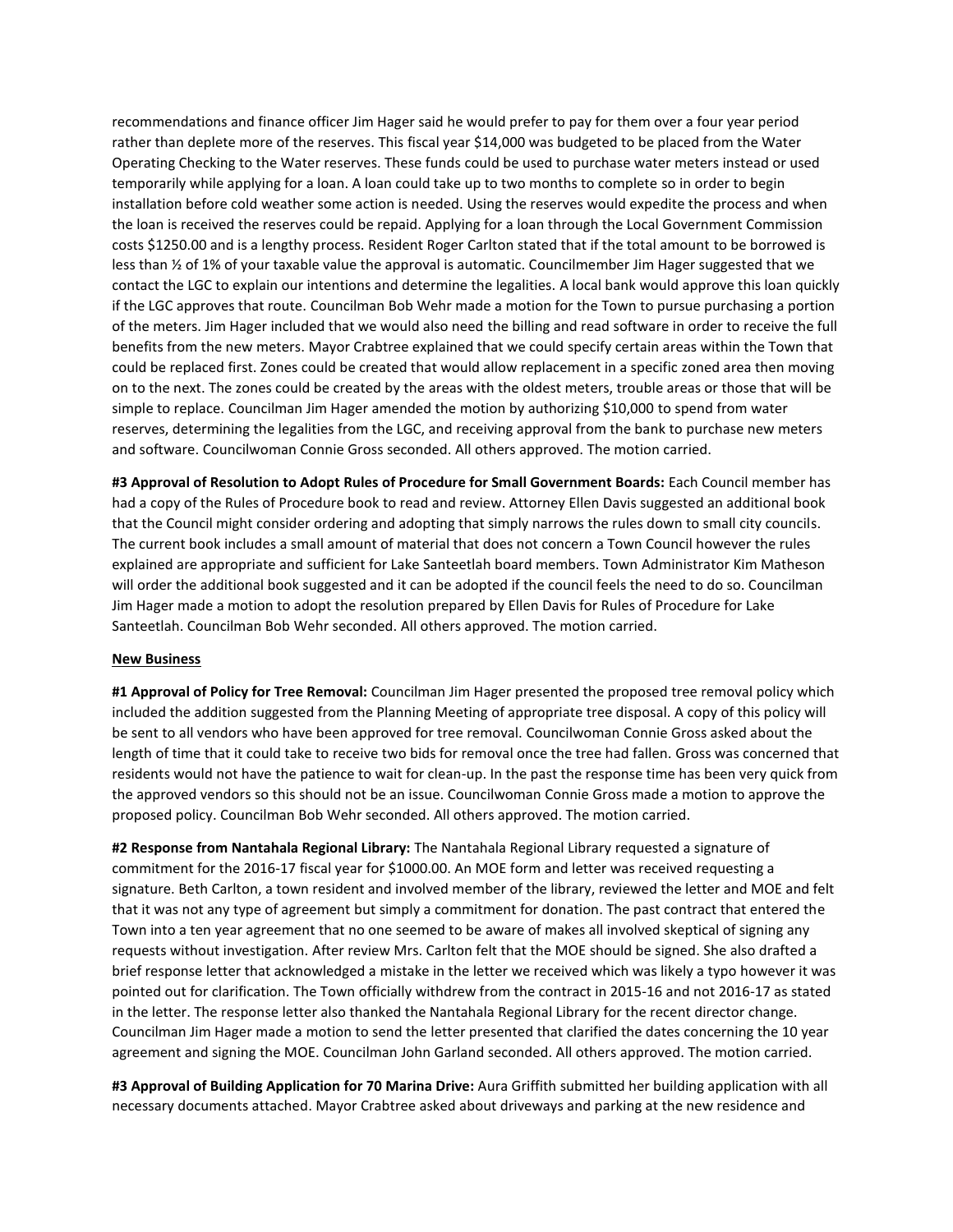recommendations and finance officer Jim Hager said he would prefer to pay for them over a four year period rather than deplete more of the reserves. This fiscal year $14,000 was budgeted to be placed from the Water Operating Checking to the Water reserves. These funds could be used to purchase water meters instead or used temporarily while applying for a loan. A loan could take up to two months to complete so in order to begin installation before cold weather some action is needed. Using the reserves would expedite the process and when the loan is received the reserves could be repaid. Applying for a loan through the Local Government Commission costs $1250.00 and is a lengthy process. Resident Roger Carlton stated that if the total amount to be borrowed is less than ½ of 1% of your taxable value the approval is automatic. Councilmember Jim Hager suggested that we contact the LGC to explain our intentions and determine the legalities. A local bank would approve this loan quickly if the LGC approves that route. Councilman Bob Wehr made a motion for the Town to pursue purchasing a portion of the meters. Jim Hager included that we would also need the billing and read software in order to receive the full benefits from the new meters. Mayor Crabtree explained that we could specify certain areas within the Town that could be replaced first. Zones could be created that would allow replacement in a specific zoned area then moving on to the next. The zones could be created by the areas with the oldest meters, trouble areas or those that will be simple to replace. Councilman Jim Hager amended the motion by authorizing $10,000 to spend from water reserves, determining the legalities from the LGC, and receiving approval from the bank to purchase new meters and software. Councilwoman Connie Gross seconded. All others approved. The motion carried.

**#3 Approval of Resolution to Adopt Rules of Procedure for Small Government Boards:** Each Council member has had a copy of the Rules of Procedure book to read and review. Attorney Ellen Davis suggested an additional book that the Council might consider ordering and adopting that simply narrows the rules down to small city councils. The current book includes a small amount of material that does not concern a Town Council however the rules explained are appropriate and sufficient for Lake Santeetlah board members. Town Administrator Kim Matheson will order the additional book suggested and it can be adopted if the council feels the need to do so. Councilman Jim Hager made a motion to adopt the resolution prepared by Ellen Davis for Rules of Procedure for Lake Santeetlah. Councilman Bob Wehr seconded. All others approved. The motion carried.

__New Business__

**#1 Approval of Policy for Tree Removal:** Councilman Jim Hager presented the proposed tree removal policy which included the addition suggested from the Planning Meeting of appropriate tree disposal. A copy of this policy will be sent to all vendors who have been approved for tree removal. Councilwoman Connie Gross asked about the length of time that it could take to receive two bids for removal once the tree had fallen. Gross was concerned that residents would not have the patience to wait for clean-up. In the past the response time has been very quick from the approved vendors so this should not be an issue. Councilwoman Connie Gross made a motion to approve the proposed policy. Councilman Bob Wehr seconded. All others approved. The motion carried.

**#2 Response from Nantahala Regional Library:** The Nantahala Regional Library requested a signature of commitment for the 2016-17 fiscal year for $1000.00. An MOE form and letter was received requesting a signature. Beth Carlton, a town resident and involved member of the library, reviewed the letter and MOE and felt that it was not any type of agreement but simply a commitment for donation. The past contract that entered the Town into a ten year agreement that no one seemed to be aware of makes all involved skeptical of signing any requests without investigation. After review Mrs. Carlton felt that the MOE should be signed. She also drafted a brief response letter that acknowledged a mistake in the letter we received which was likely a typo however it was pointed out for clarification. The Town officially withdrew from the contract in 2015-16 and not 2016-17 as stated in the letter. The response letter also thanked the Nantahala Regional Library for the recent director change. Councilman Jim Hager made a motion to send the letter presented that clarified the dates concerning the 10 year agreement and signing the MOE. Councilman John Garland seconded. All others approved. The motion carried.

**#3 Approval of Building Application for 70 Marina Drive:** Aura Griffith submitted her building application with all necessary documents attached. Mayor Crabtree asked about driveways and parking at the new residence and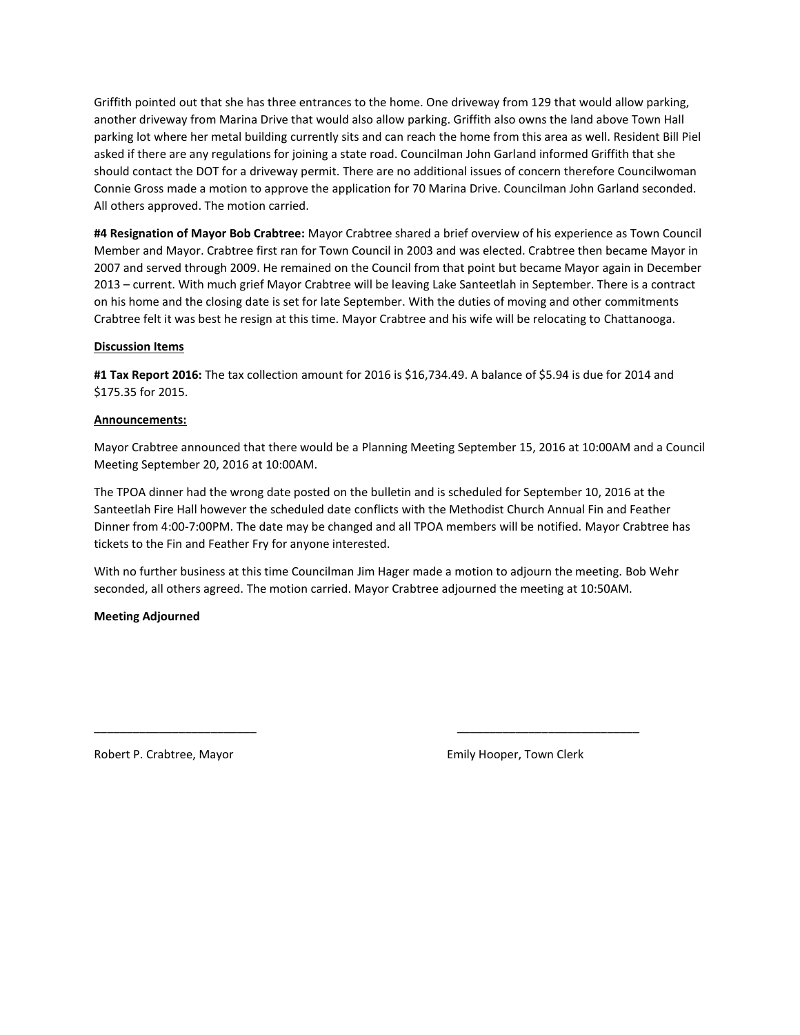Griffith pointed out that she has three entrances to the home. One driveway from 129 that would allow parking, another driveway from Marina Drive that would also allow parking. Griffith also owns the land above Town Hall parking lot where her metal building currently sits and can reach the home from this area as well. Resident Bill Piel asked if there are any regulations for joining a state road. Councilman John Garland informed Griffith that she should contact the DOT for a driveway permit. There are no additional issues of concern therefore Councilwoman Connie Gross made a motion to approve the application for 70 Marina Drive. Councilman John Garland seconded. All others approved. The motion carried.

**#4 Resignation of Mayor Bob Crabtree:** Mayor Crabtree shared a brief overview of his experience as Town Council Member and Mayor. Crabtree first ran for Town Council in 2003 and was elected. Crabtree then became Mayor in 2007 and served through 2009. He remained on the Council from that point but became Mayor again in December 2013 – current. With much grief Mayor Crabtree will be leaving Lake Santeetlah in September. There is a contract on his home and the closing date is set for late September. With the duties of moving and other commitments Crabtree felt it was best he resign at this time. Mayor Crabtree and his wife will be relocating to Chattanooga.

**<u>Discussion Items</u>**

**#1 Tax Report 2016:** The tax collection amount for 2016 is $16,734.49. A balance of $5.94 is due for 2014 and $175.35 for 2015.

**<u>Announcements:</u>**

Mayor Crabtree announced that there would be a Planning Meeting September 15, 2016 at 10:00AM and a Council Meeting September 20, 2016 at 10:00AM.

The TPOA dinner had the wrong date posted on the bulletin and is scheduled for September 10, 2016 at the Santeetlah Fire Hall however the scheduled date conflicts with the Methodist Church Annual Fin and Feather Dinner from 4:00-7:00PM. The date may be changed and all TPOA members will be notified. Mayor Crabtree has tickets to the Fin and Feather Fry for anyone interested.

With no further business at this time Councilman Jim Hager made a motion to adjourn the meeting. Bob Wehr seconded, all others agreed. The motion carried. Mayor Crabtree adjourned the meeting at 10:50AM.

**Meeting Adjourned**

_________________________ _____________________________

Robert P. Crabtree, Mayor Emily Hooper, Town Clerk